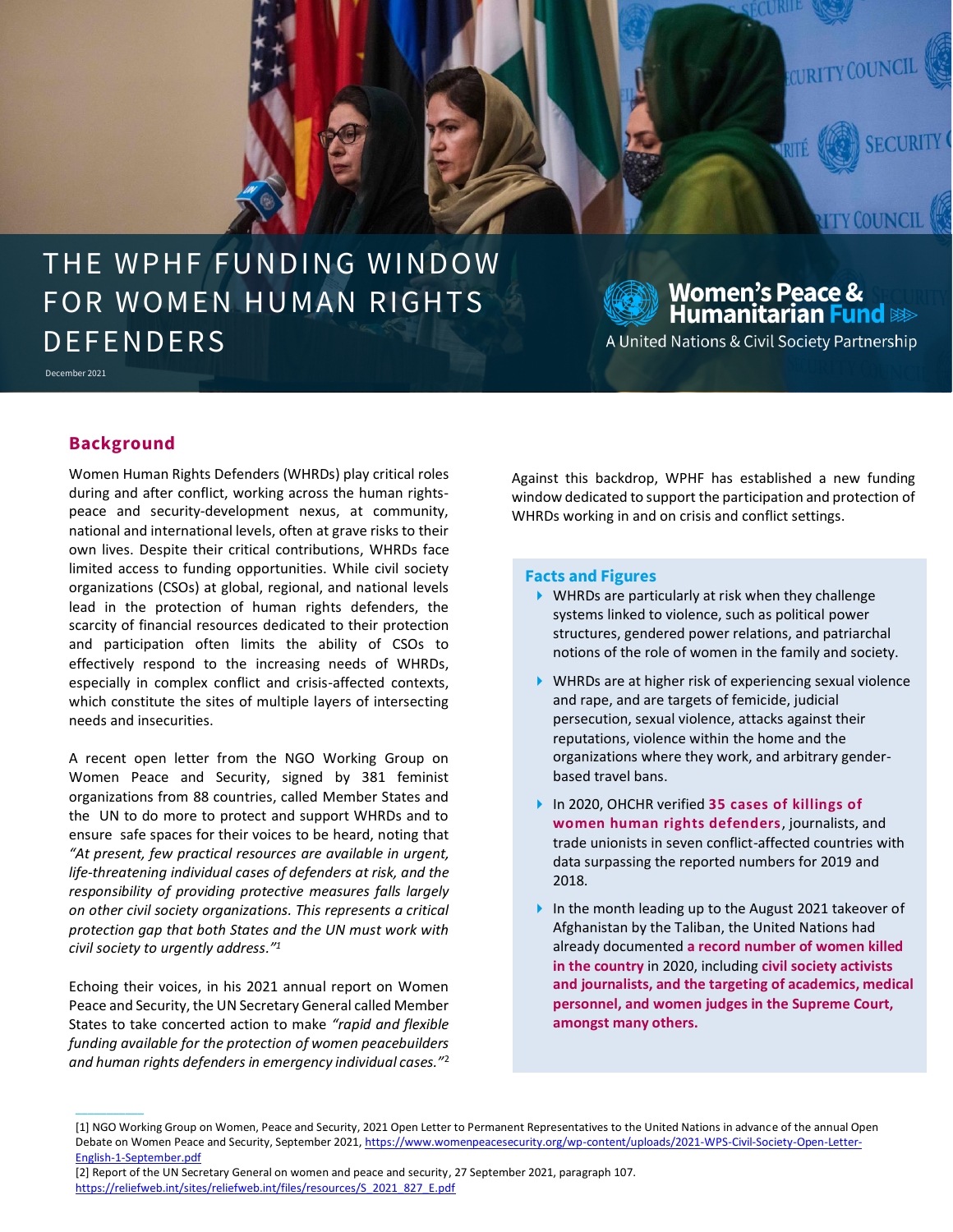# THE WPHF FUNDING WINDOW FOR WOMEN HUMAN RIGHTS DEFENDERS

December 2021

Women's Peace & Humanitarian Fund
A United Nations & Civil Society Partnership

## Background

Women Human Rights Defenders (WHRDs) play critical roles during and after conflict, working across the human rights-peace and security-development nexus, at community, national and international levels, often at grave risks to their own lives. Despite their critical contributions, WHRDs face limited access to funding opportunities. While civil society organizations (CSOs) at global, regional, and national levels lead in the protection of human rights defenders, the scarcity of financial resources dedicated to their protection and participation often limits the ability of CSOs to effectively respond to the increasing needs of WHRDs, especially in complex conflict and crisis-affected contexts, which constitute the sites of multiple layers of intersecting needs and insecurities.

A recent open letter from the NGO Working Group on Women Peace and Security, signed by 381 feminist organizations from 88 countries, called Member States and the UN to do more to protect and support WHRDs and to ensure safe spaces for their voices to be heard, noting that *"At present, few practical resources are available in urgent, life-threatening individual cases of defenders at risk, and the responsibility of providing protective measures falls largely on other civil society organizations. This represents a critical protection gap that both States and the UN must work with civil society to urgently address."*[1]

Echoing their voices, in his 2021 annual report on Women Peace and Security, the UN Secretary General called Member States to take concerted action to make *"rapid and flexible funding available for the protection of women peacebuilders and human rights defenders in emergency individual cases."*[2]

Against this backdrop, WPHF has established a new funding window dedicated to support the participation and protection of WHRDs working in and on crisis and conflict settings.

### Facts and Figures

- WHRDs are particularly at risk when they challenge systems linked to violence, such as political power structures, gendered power relations, and patriarchal notions of the role of women in the family and society.
- WHRDs are at higher risk of experiencing sexual violence and rape, and are targets of femicide, judicial persecution, sexual violence, attacks against their reputations, violence within the home and the organizations where they work, and arbitrary gender-based travel bans.
- In 2020, OHCHR verified **35 cases of killings of women human rights defenders**, journalists, and trade unionists in seven conflict-affected countries with data surpassing the reported numbers for 2019 and 2018.
- In the month leading up to the August 2021 takeover of Afghanistan by the Taliban, the United Nations had already documented **a record number of women killed in the country** in 2020, including **civil society activists and journalists, and the targeting of academics, medical personnel, and women judges in the Supreme Court, amongst many others.**

[1] NGO Working Group on Women, Peace and Security, 2021 Open Letter to Permanent Representatives to the United Nations in advance of the annual Open Debate on Women Peace and Security, September 2021, https://www.womenpeacesecurity.org/wp-content/uploads/2021-WPS-Civil-Society-Open-Letter-English-1-September.pdf

[2] Report of the UN Secretary General on women and peace and security, 27 September 2021, paragraph 107. https://reliefweb.int/sites/reliefweb.int/files/resources/S_2021_827_E.pdf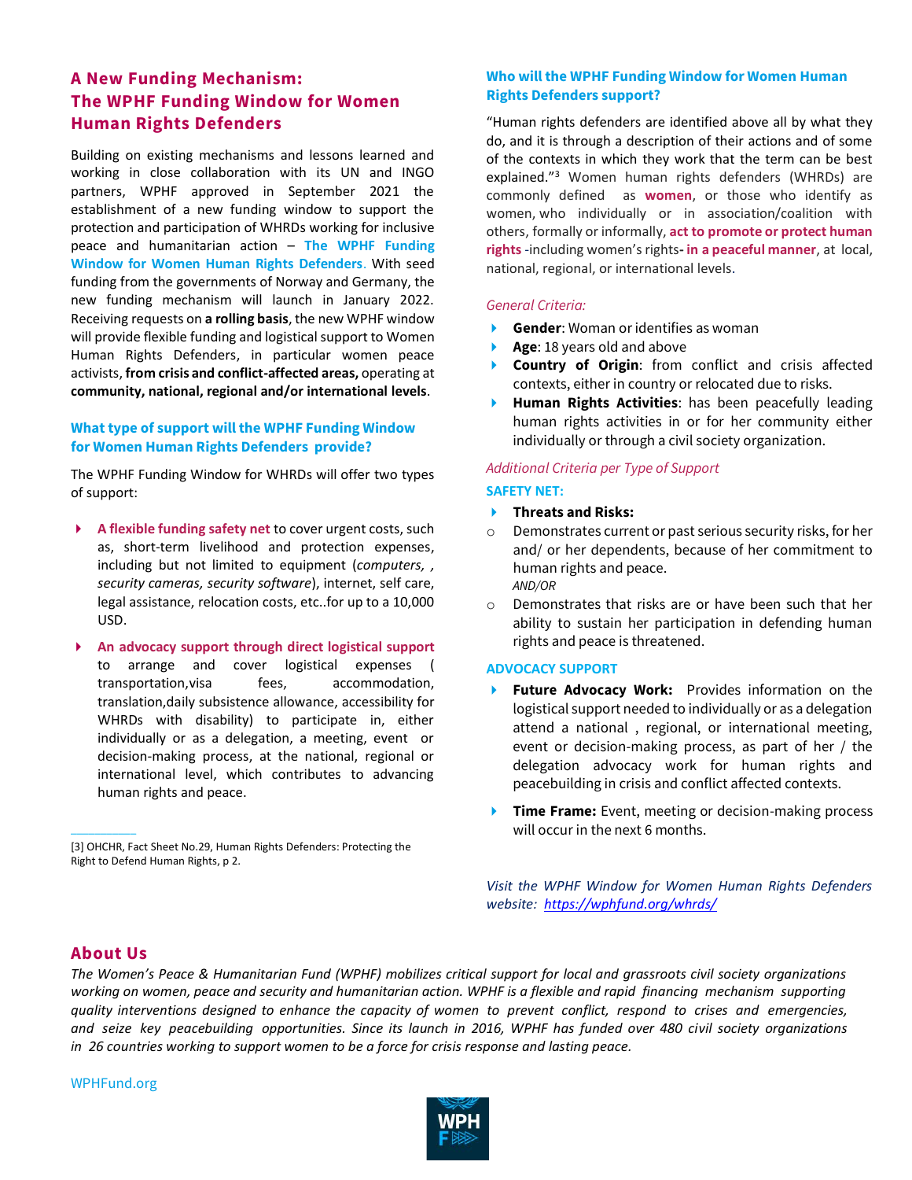## A New Funding Mechanism: The WPHF Funding Window for Women Human Rights Defenders

Building on existing mechanisms and lessons learned and working in close collaboration with its UN and INGO partners, WPHF approved in September 2021 the establishment of a new funding window to support the protection and participation of WHRDs working for inclusive peace and humanitarian action – **The WPHF Funding Window for Women Human Rights Defenders**. With seed funding from the governments of Norway and Germany, the new funding mechanism will launch in January 2022. Receiving requests on **a rolling basis**, the new WPHF window will provide flexible funding and logistical support to Women Human Rights Defenders, in particular women peace activists, **from crisis and conflict-affected areas,** operating at **community, national, regional and/or international levels**.

### What type of support will the WPHF Funding Window for Women Human Rights Defenders provide?

The WPHF Funding Window for WHRDs will offer two types of support:

- **A flexible funding safety net** to cover urgent costs, such as, short-term livelihood and protection expenses, including but not limited to equipment (*computers, , security cameras, security software*), internet, self care, legal assistance, relocation costs, etc..for up to a 10,000 USD.
- **An advocacy support through direct logistical support** to arrange and cover logistical expenses ( transportation,visa fees, accommodation, translation,daily subsistence allowance, accessibility for WHRDs with disability) to participate in, either individually or as a delegation, a meeting, event or decision-making process, at the national, regional or international level, which contributes to advancing human rights and peace.

[3] OHCHR, Fact Sheet No.29, Human Rights Defenders: Protecting the Right to Defend Human Rights, p 2.

### Who will the WPHF Funding Window for Women Human Rights Defenders support?

"Human rights defenders are identified above all by what they do, and it is through a description of their actions and of some of the contexts in which they work that the term can be best explained."[3] Women human rights defenders (WHRDs) are commonly defined as **women**, or those who identify as women, who individually or in association/coalition with others, formally or informally, **act to promote or protect human rights** -including women's rights- **in a peaceful manner**, at local, national, regional, or international levels.

*General Criteria:*

- **Gender**: Woman or identifies as woman
- **Age**: 18 years old and above
- **Country of Origin**: from conflict and crisis affected contexts, either in country or relocated due to risks.
- **Human Rights Activities**: has been peacefully leading human rights activities in or for her community either individually or through a civil society organization.

*Additional Criteria per Type of Support*

**SAFETY NET:**

- **Threats and Risks:**
  - Demonstrates current or past serious security risks, for her and/ or her dependents, because of her commitment to human rights and peace.
    *AND/OR*
  - Demonstrates that risks are or have been such that her ability to sustain her participation in defending human rights and peace is threatened.

**ADVOCACY SUPPORT**

- **Future Advocacy Work:** Provides information on the logistical support needed to individually or as a delegation attend a national , regional, or international meeting, event or decision-making process, as part of her / the delegation advocacy work for human rights and peacebuilding in crisis and conflict affected contexts.
- **Time Frame:** Event, meeting or decision-making process will occur in the next 6 months.

*Visit the WPHF Window for Women Human Rights Defenders website: https://wphfund.org/whrds/*

## About Us

*The Women's Peace & Humanitarian Fund (WPHF) mobilizes critical support for local and grassroots civil society organizations working on women, peace and security and humanitarian action. WPHF is a flexible and rapid financing mechanism supporting quality interventions designed to enhance the capacity of women to prevent conflict, respond to crises and emergencies, and seize key peacebuilding opportunities. Since its launch in 2016, WPHF has funded over 480 civil society organizations in 26 countries working to support women to be a force for crisis response and lasting peace.*

WPHFund.org